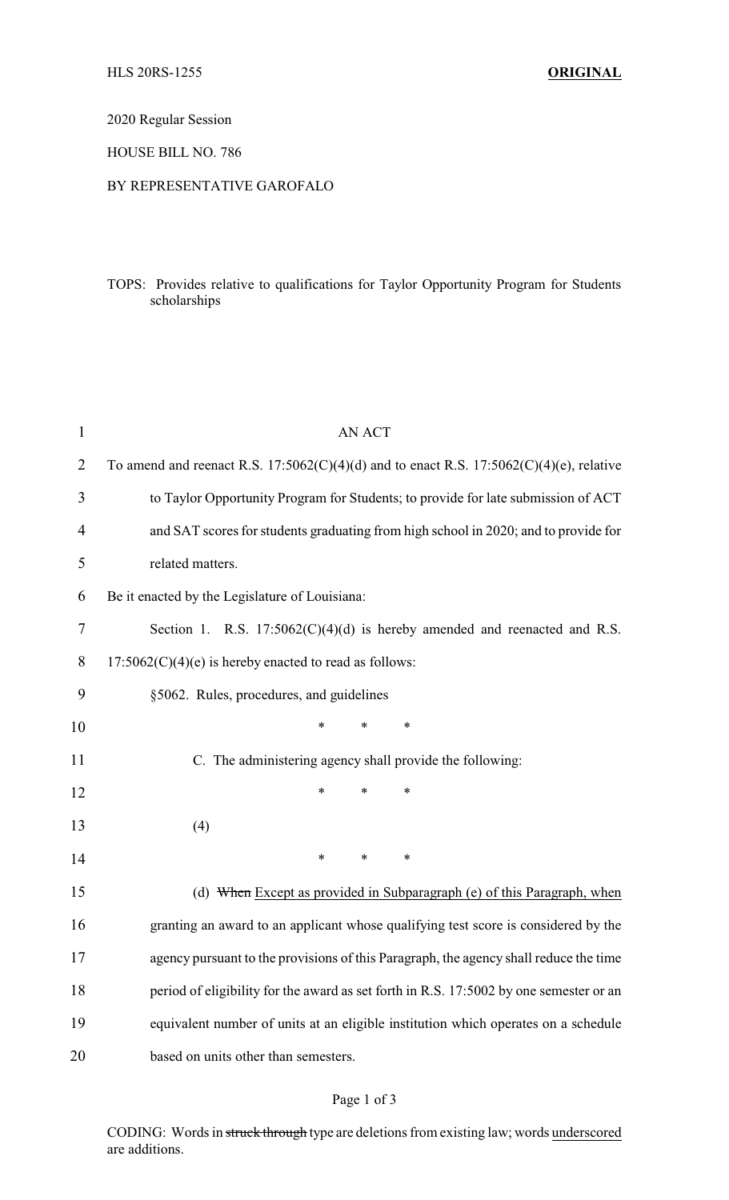HLS 20RS-1255 **ORIGINAL**

2020 Regular Session

HOUSE BILL NO. 786

BY REPRESENTATIVE GAROFALO

TOPS: Provides relative to qualifications for Taylor Opportunity Program for Students scholarships

AN ACT

To amend and reenact R.S. 17:5062(C)(4)(d) and to enact R.S. 17:5062(C)(4)(e), relative to Taylor Opportunity Program for Students; to provide for late submission of ACT and SAT scores for students graduating from high school in 2020; and to provide for related matters.

Be it enacted by the Legislature of Louisiana:

Section 1. R.S. 17:5062(C)(4)(d) is hereby amended and reenacted and R.S. 17:5062(C)(4)(e) is hereby enacted to read as follows:

§5062. Rules, procedures, and guidelines

\* \* \*

C. The administering agency shall provide the following:

\* \* \*

(4)

\* \* \*

(d) ~~When~~ <u>Except as provided in Subparagraph (e) of this Paragraph, when</u> granting an award to an applicant whose qualifying test score is considered by the agency pursuant to the provisions of this Paragraph, the agency shall reduce the time period of eligibility for the award as set forth in R.S. 17:5002 by one semester or an equivalent number of units at an eligible institution which operates on a schedule based on units other than semesters.

CODING: Words in ~~struck through~~ type are deletions from existing law; words <u>underscored</u> are additions.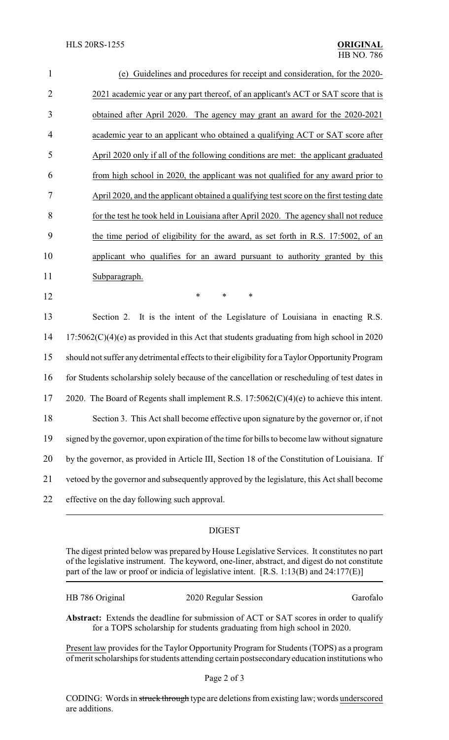(e) Guidelines and procedures for receipt and consideration, for the 2020-2021 academic year or any part thereof, of an applicant's ACT or SAT score that is obtained after April 2020. The agency may grant an award for the 2020-2021 academic year to an applicant who obtained a qualifying ACT or SAT score after April 2020 only if all of the following conditions are met: the applicant graduated from high school in 2020, the applicant was not qualified for any award prior to April 2020, and the applicant obtained a qualifying test score on the first testing date for the test he took held in Louisiana after April 2020. The agency shall not reduce the time period of eligibility for the award, as set forth in R.S. 17:5002, of an applicant who qualifies for an award pursuant to authority granted by this Subparagraph.

\* \* \*

Section 2. It is the intent of the Legislature of Louisiana in enacting R.S. 17:5062(C)(4)(e) as provided in this Act that students graduating from high school in 2020 should not suffer any detrimental effects to their eligibility for a Taylor Opportunity Program for Students scholarship solely because of the cancellation or rescheduling of test dates in 2020. The Board of Regents shall implement R.S. 17:5062(C)(4)(e) to achieve this intent.

Section 3. This Act shall become effective upon signature by the governor or, if not signed by the governor, upon expiration of the time for bills to become law without signature by the governor, as provided in Article III, Section 18 of the Constitution of Louisiana. If vetoed by the governor and subsequently approved by the legislature, this Act shall become effective on the day following such approval.

## DIGEST

The digest printed below was prepared by House Legislative Services. It constitutes no part of the legislative instrument. The keyword, one-liner, abstract, and digest do not constitute part of the law or proof or indicia of legislative intent. [R.S. 1:13(B) and 24:177(E)]

HB 786 Original — 2020 Regular Session — Garofalo

**Abstract:** Extends the deadline for submission of ACT or SAT scores in order to qualify for a TOPS scholarship for students graduating from high school in 2020.

Present law provides for the Taylor Opportunity Program for Students (TOPS) as a program of merit scholarships for students attending certain postsecondary education institutions who

CODING: Words in ~~struck through~~ type are deletions from existing law; words underscored are additions.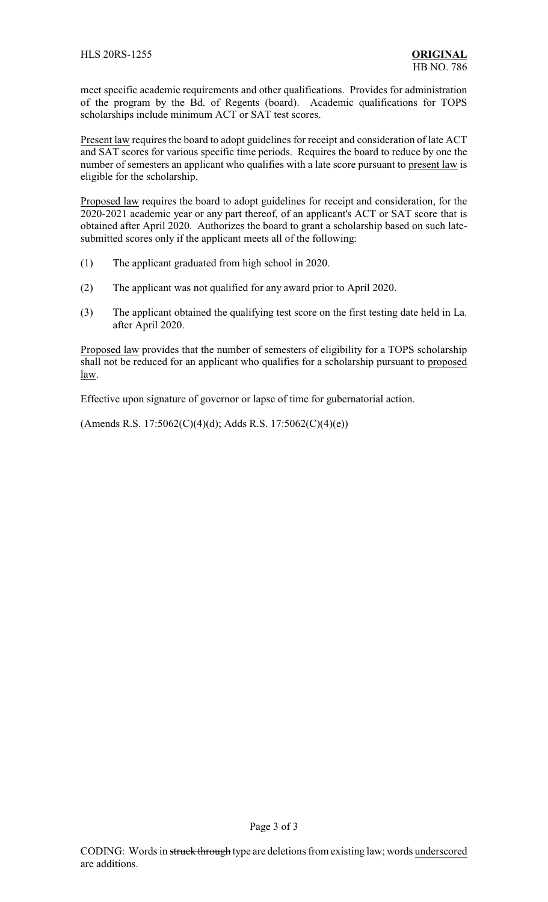meet specific academic requirements and other qualifications. Provides for administration of the program by the Bd. of Regents (board). Academic qualifications for TOPS scholarships include minimum ACT or SAT test scores.

<u>Present law</u> requires the board to adopt guidelines for receipt and consideration of late ACT and SAT scores for various specific time periods. Requires the board to reduce by one the number of semesters an applicant who qualifies with a late score pursuant to <u>present law</u> is eligible for the scholarship.

<u>Proposed law</u> requires the board to adopt guidelines for receipt and consideration, for the 2020-2021 academic year or any part thereof, of an applicant's ACT or SAT score that is obtained after April 2020. Authorizes the board to grant a scholarship based on such late-submitted scores only if the applicant meets all of the following:

(1) The applicant graduated from high school in 2020.

(2) The applicant was not qualified for any award prior to April 2020.

(3) The applicant obtained the qualifying test score on the first testing date held in La. after April 2020.

<u>Proposed law</u> provides that the number of semesters of eligibility for a TOPS scholarship shall not be reduced for an applicant who qualifies for a scholarship pursuant to <u>proposed law</u>.

Effective upon signature of governor or lapse of time for gubernatorial action.

(Amends R.S. 17:5062(C)(4)(d); Adds R.S. 17:5062(C)(4)(e))